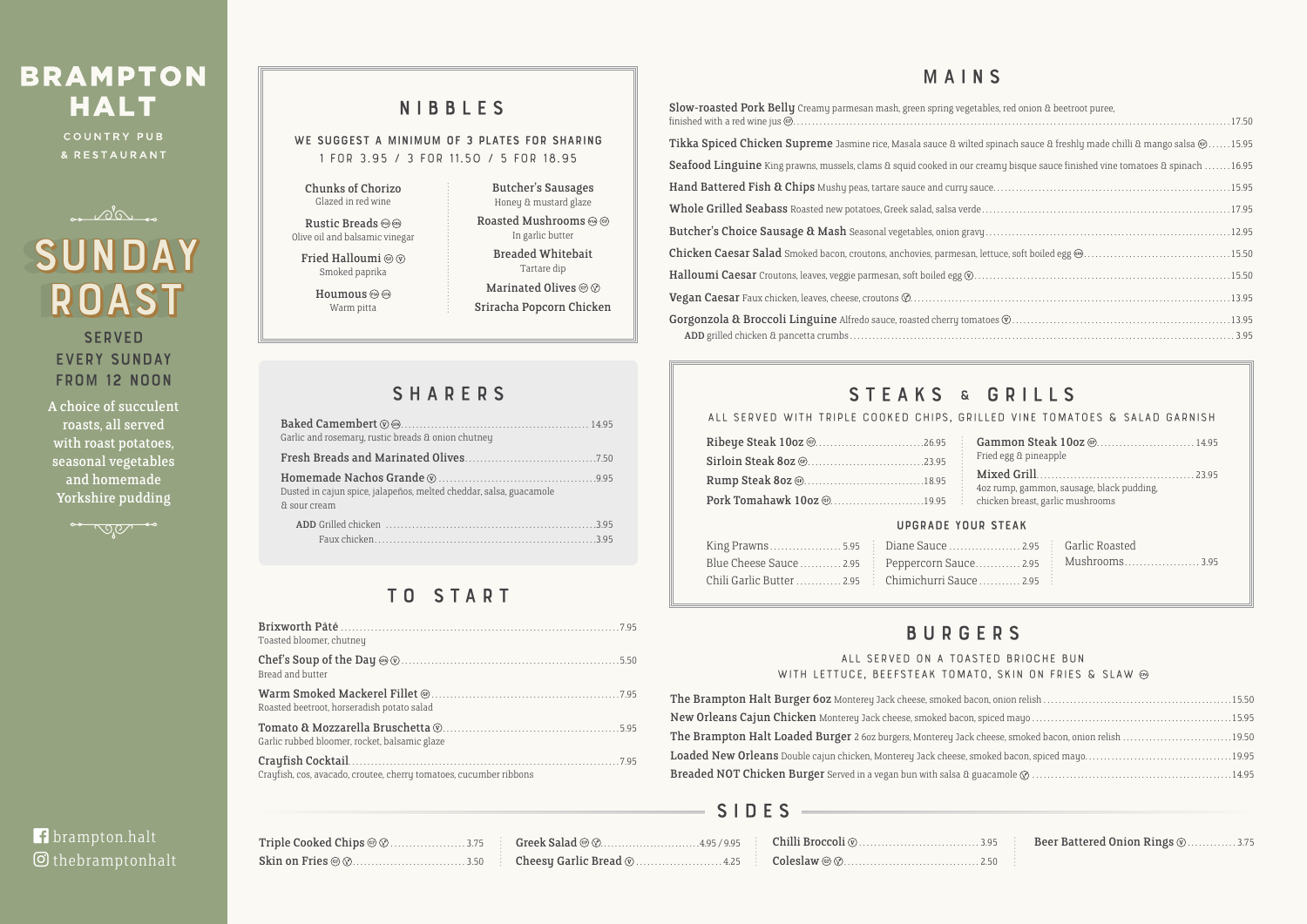# BRAMPTON HALT

COUNTRY PUB & RESTAURANT

## SUNDAY ROAST

SERVED EVERY SUNDAY FROM 12 NOON

A choice of succulent roasts, all served with roast potatoes, seasonal vegetables and homemade Yorkshire pudding

## NIBBLES

WE SUGGEST A MINIMUM OF 3 PLATES FOR SHARING

1 FOR 3.95 / 3 FOR 11.50 / 5 FOR 18.95

**Chunks of Chorizo**
Glazed in red wine

**Rustic Breads** (vg) (gf)
Olive oil and balsamic vinegar

**Fried Halloumi** (gf) (v)
Smoked paprika

**Houmous** (vg) (gf)
Warm pitta

**Butcher's Sausages**
Honey & mustard glaze

**Roasted Mushrooms** (vg) (gf)
In garlic butter

**Breaded Whitebait**
Tartare dip

**Marinated Olives** (gf) (v)

**Sriracha Popcorn Chicken**

## SHARERS

**Baked Camembert** (v) (gf) ... 14.95
Garlic and rosemary, rustic breads & onion chutney

**Fresh Breads and Marinated Olives** ... 7.50

**Homemade Nachos Grande** (v) ... 9.95
Dusted in cajun spice, jalapeños, melted cheddar, salsa, guacamole & sour cream

ADD Grilled chicken ... 3.95
Faux chicken ... 3.95

## TO START

**Brixworth Pâté** ... 7.95
Toasted bloomer, chutney

**Chef's Soup of the Day** (vg) (v) ... 5.50
Bread and butter

**Warm Smoked Mackerel Fillet** (gf) ... 7.95
Roasted beetroot, horseradish potato salad

**Tomato & Mozzarella Bruschetta** (v) ... 5.95
Garlic rubbed bloomer, rocket, balsamic glaze

**Crayfish Cocktail** ... 7.95
Crayfish, cos, avacado, croutee, cherry tomatoes, cucumber ribbons

## MAINS

**Slow-roasted Pork Belly** Creamy parmesan mash, green spring vegetables, red onion & beetroot puree, finished with a red wine jus (gf) ... 17.50

**Tikka Spiced Chicken Supreme** Jasmine rice, Masala sauce & wilted spinach sauce & freshly made chilli & mango salsa (gf) ... 15.95

**Seafood Linguine** King prawns, mussels, clams & squid cooked in our creamy bisque sauce finished vine tomatoes & spinach ... 16.95

**Hand Battered Fish & Chips** Mushy peas, tartare sauce and curry sauce ... 15.95

**Whole Grilled Seabass** Roasted new potatoes, Greek salad, salsa verde ... 17.95

**Butcher's Choice Sausage & Mash** Seasonal vegetables, onion gravy ... 12.95

**Chicken Caesar Salad** Smoked bacon, croutons, anchovies, parmesan, lettuce, soft boiled egg (gf) ... 15.50

**Halloumi Caesar** Croutons, leaves, veggie parmesan, soft boiled egg (v) ... 15.50

**Vegan Caesar** Faux chicken, leaves, cheese, croutons (v) ... 13.95

**Gorgonzola & Broccoli Linguine** Alfredo sauce, roasted cherry tomatoes (v) ... 13.95
ADD grilled chicken & pancetta crumbs ... 3.95

## STEAKS & GRILLS

ALL SERVED WITH TRIPLE COOKED CHIPS, GRILLED VINE TOMATOES & SALAD GARNISH

**Ribeye Steak 10oz** (gf) ... 26.95

**Sirloin Steak 8oz** (gf) ... 23.95

**Rump Steak 8oz** (gf) ... 18.95

**Pork Tomahawk 10oz** (gf) ... 19.95

**Gammon Steak 10oz** (gf) ... 14.95
Fried egg & pineapple

**Mixed Grill** ... 23.95
4oz rump, gammon, sausage, black pudding, chicken breast, garlic mushrooms

### UPGRADE YOUR STEAK

King Prawns ... 5.95
Blue Cheese Sauce ... 2.95
Chili Garlic Butter ... 2.95
Diane Sauce ... 2.95
Peppercorn Sauce ... 2.95
Chimichurri Sauce ... 2.95
Garlic Roasted Mushrooms ... 3.95

## BURGERS

ALL SERVED ON A TOASTED BRIOCHE BUN WITH LETTUCE, BEEFSTEAK TOMATO, SKIN ON FRIES & SLAW (gf)

**The Brampton Halt Burger 6oz** Monterey Jack cheese, smoked bacon, onion relish ... 15.50

**New Orleans Cajun Chicken** Monterey Jack cheese, smoked bacon, spiced mayo ... 15.95

**The Brampton Halt Loaded Burger** 2 6oz burgers, Monterey Jack cheese, smoked bacon, onion relish ... 19.50

**Loaded New Orleans** Double cajun chicken, Monterey Jack cheese, smoked bacon, spiced mayo ... 19.95

**Breaded NOT Chicken Burger** Served in a vegan bun with salsa & guacamole (v) ... 14.95

## SIDES

**Triple Cooked Chips** (gf) (v) ... 3.75

**Skin on Fries** (gf) (v) ... 3.50

**Greek Salad** (gf) (v) ... 4.95 / 9.95

**Cheesy Garlic Bread** (v) ... 4.25

**Chilli Broccoli** (v) ... 3.95

**Coleslaw** (gf) (v) ... 2.50

**Beer Battered Onion Rings** (v) ... 3.75

brampton.halt
thebramptonhalt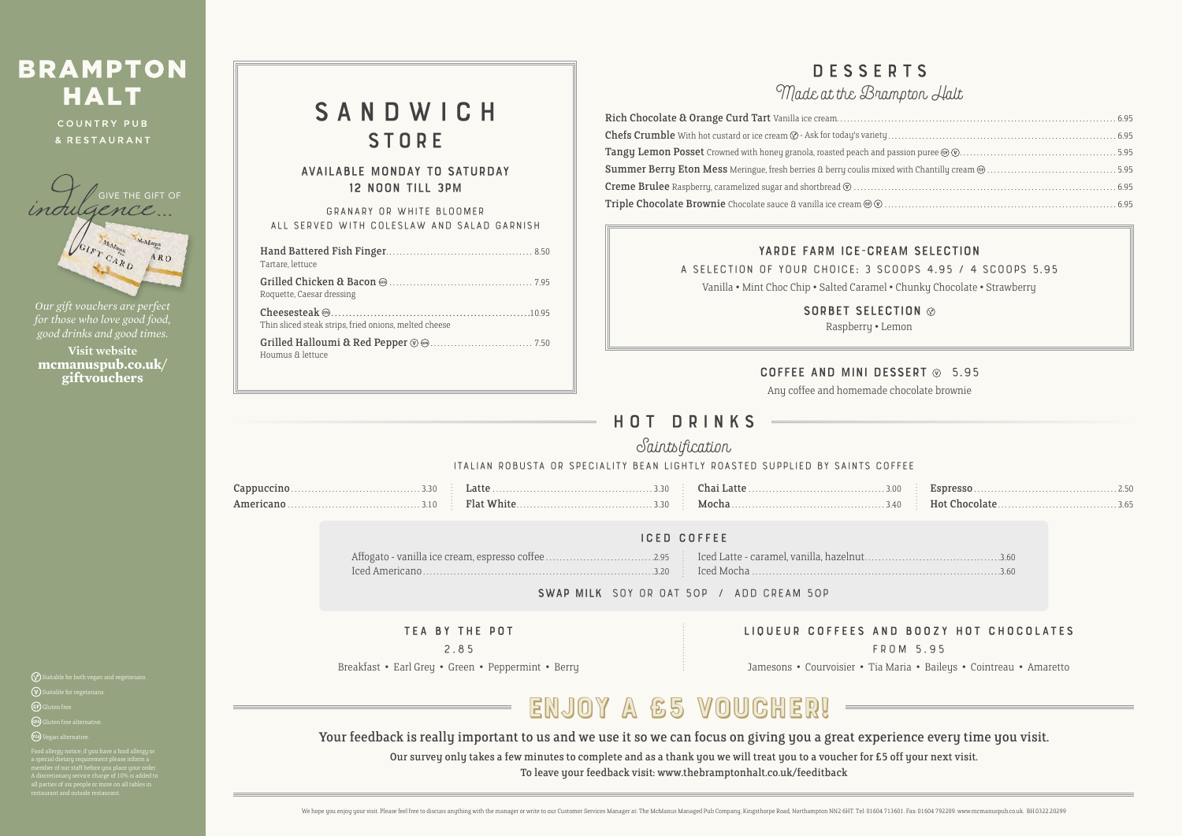# BRAMPTON HALT

COUNTRY PUB & RESTAURANT

GIVE THE GIFT OF *indulgence...*

GIFT CARD

*Our gift vouchers are perfect for those who love good food, good drinks and good times.*

**Visit website mcmanuspub.co.uk/giftvouchers**

## SANDWICH STORE

### AVAILABLE MONDAY TO SATURDAY 12 NOON TILL 3PM

GRANARY OR WHITE BLOOMER
ALL SERVED WITH COLESLAW AND SALAD GARNISH

**Hand Battered Fish Finger** .......... 8.50
Tartare, lettuce

**Grilled Chicken & Bacon** (GFA) .......... 7.95
Roquette, Caesar dressing

**Cheesesteak** (GFA) .......... 10.95
Thin sliced steak strips, fried onions, melted cheese

**Grilled Halloumi & Red Pepper** (V) (GFA) .......... 7.50
Houmus & lettuce

## DESSERTS

*Made at the Brampton Halt*

**Rich Chocolate & Orange Curd Tart** Vanilla ice cream .......... 6.95

**Chefs Crumble** With hot custard or ice cream (VG) - Ask for today's variety .......... 6.95

**Tangy Lemon Posset** Crowned with honey granola, roasted peach and passion puree (GF) (V) .......... 5.95

**Summer Berry Eton Mess** Meringue, fresh berries & berry coulis mixed with Chantilly cream (GF) .......... 5.95

**Creme Brulee** Raspberry, caramelized sugar and shortbread (V) .......... 6.95

**Triple Chocolate Brownie** Chocolate sauce & vanilla ice cream (GF) (V) .......... 6.95

### YARDE FARM ICE-CREAM SELECTION

A SELECTION OF YOUR CHOICE: 3 SCOOPS 4.95 / 4 SCOOPS 5.95

Vanilla • Mint Choc Chip • Salted Caramel • Chunky Chocolate • Strawberry

### SORBET SELECTION (VG)

Raspberry • Lemon

### COFFEE AND MINI DESSERT (V) 5.95

Any coffee and homemade chocolate brownie

## HOT DRINKS

*Saintsification*

ITALIAN ROBUSTA OR SPECIALITY BEAN LIGHTLY ROASTED SUPPLIED BY SAINTS COFFEE

**Cappuccino** .......... 3.30
**Americano** .......... 3.10
**Latte** .......... 3.30
**Flat White** .......... 3.30
**Chai Latte** .......... 3.00
**Mocha** .......... 3.40
**Espresso** .......... 2.50
**Hot Chocolate** .......... 3.65

### ICED COFFEE

Affogato - vanilla ice cream, espresso coffee .......... 2.95
Iced Americano .......... 3.20
Iced Latte - caramel, vanilla, hazelnut .......... 3.60
Iced Mocha .......... 3.60

**SWAP MILK** SOY OR OAT 50P / ADD CREAM 50P

### TEA BY THE POT

2.85

Breakfast • Earl Grey • Green • Peppermint • Berry

### LIQUEUR COFFEES AND BOOZY HOT CHOCOLATES

FROM 5.95

Jamesons • Courvoisier • Tia Maria • Baileys • Cointreau • Amaretto

## ENJOY A £5 VOUCHER!

Your feedback is really important to us and we use it so we can focus on giving you a great experience every time you visit.

Our survey only takes a few minutes to complete and as a thank you we will treat you to a voucher for £5 off your next visit.
To leave your feedback visit: www.thebramptonhalt.co.uk/feeditback

(VG) Suitable for both vegan and vegetarians.
(V) Suitable for vegetarians.
(GF) Gluten free.
(GFA) Gluten free alternative.
(VGA) Vegan alternative.

Food allergy notice: if you have a food allergy or a special dietary requirement please inform a member of our staff before you place your order. A discretionary service charge of 10% is added to all parties of six people or more on all tables in restaurant and outside restaurant.

We hope you enjoy your visit. Please feel free to discuss anything with the manager or write to our Customer Services Manager at: The McManus Managed Pub Company, Kingsthorpe Road, Northampton NN2 6HT. Tel: 01604 713601. Fax: 01604 792209. www.mcmanuspub.co.uk. BH.0322.20299